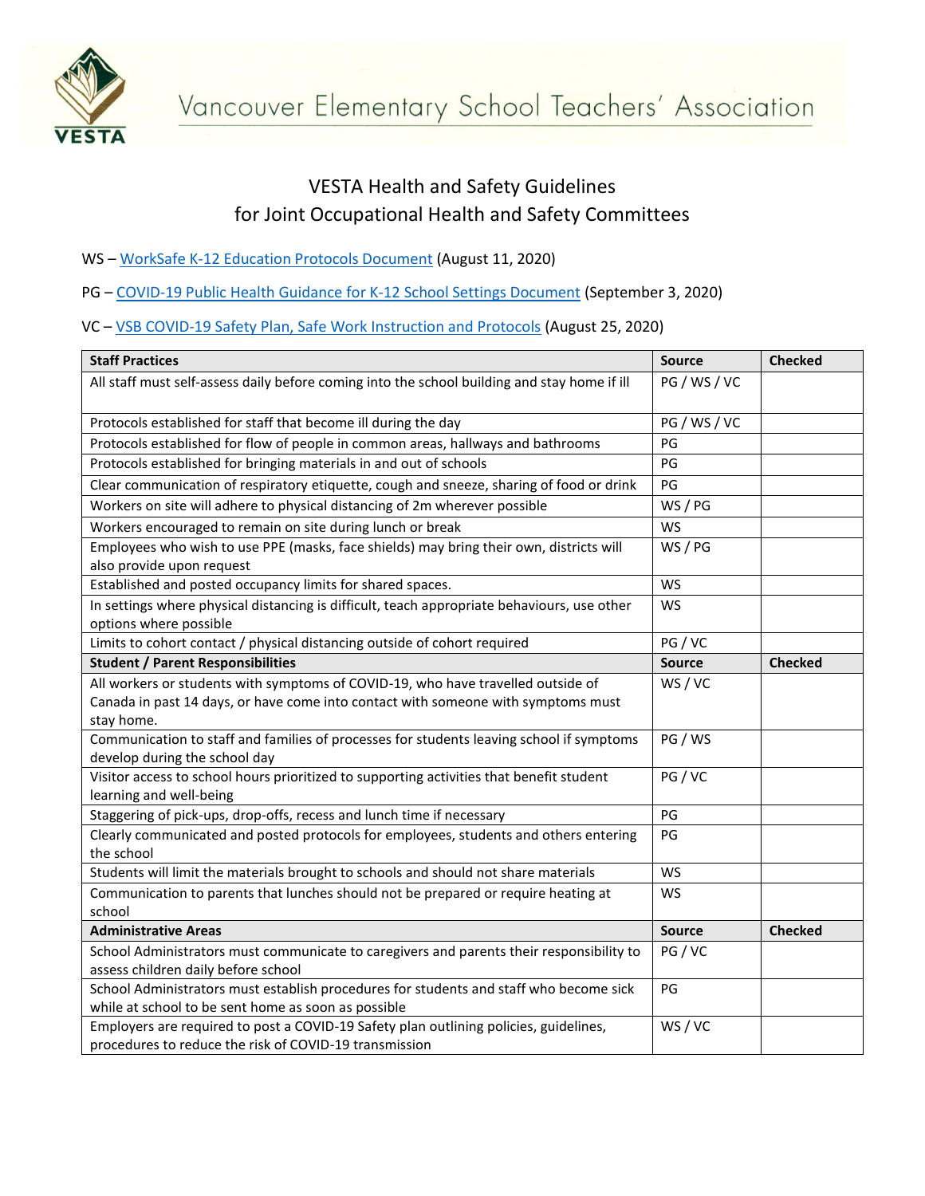# Vancouver Elementary School Teachers' Association

## VESTA Health and Safety Guidelines for Joint Occupational Health and Safety Committees

WS – WorkSafe K-12 Education Protocols Document (August 11, 2020)

PG – COVID-19 Public Health Guidance for K-12 School Settings Document (September 3, 2020)

VC – VSB COVID-19 Safety Plan, Safe Work Instruction and Protocols (August 25, 2020)

| **Staff Practices** | **Source** | **Checked** |
|---|---|---|
| All staff must self-assess daily before coming into the school building and stay home if ill | PG / WS / VC | |
| Protocols established for staff that become ill during the day | PG / WS / VC | |
| Protocols established for flow of people in common areas, hallways and bathrooms | PG | |
| Protocols established for bringing materials in and out of schools | PG | |
| Clear communication of respiratory etiquette, cough and sneeze, sharing of food or drink | PG | |
| Workers on site will adhere to physical distancing of 2m wherever possible | WS / PG | |
| Workers encouraged to remain on site during lunch or break | WS | |
| Employees who wish to use PPE (masks, face shields) may bring their own, districts will also provide upon request | WS / PG | |
| Established and posted occupancy limits for shared spaces. | WS | |
| In settings where physical distancing is difficult, teach appropriate behaviours, use other options where possible | WS | |
| Limits to cohort contact / physical distancing outside of cohort required | PG / VC | |
| **Student / Parent Responsibilities** | **Source** | **Checked** |
| All workers or students with symptoms of COVID-19, who have travelled outside of Canada in past 14 days, or have come into contact with someone with symptoms must stay home. | WS / VC | |
| Communication to staff and families of processes for students leaving school if symptoms develop during the school day | PG / WS | |
| Visitor access to school hours prioritized to supporting activities that benefit student learning and well-being | PG / VC | |
| Staggering of pick-ups, drop-offs, recess and lunch time if necessary | PG | |
| Clearly communicated and posted protocols for employees, students and others entering the school | PG | |
| Students will limit the materials brought to schools and should not share materials | WS | |
| Communication to parents that lunches should not be prepared or require heating at school | WS | |
| **Administrative Areas** | **Source** | **Checked** |
| School Administrators must communicate to caregivers and parents their responsibility to assess children daily before school | PG / VC | |
| School Administrators must establish procedures for students and staff who become sick while at school to be sent home as soon as possible | PG | |
| Employers are required to post a COVID-19 Safety plan outlining policies, guidelines, procedures to reduce the risk of COVID-19 transmission | WS / VC | |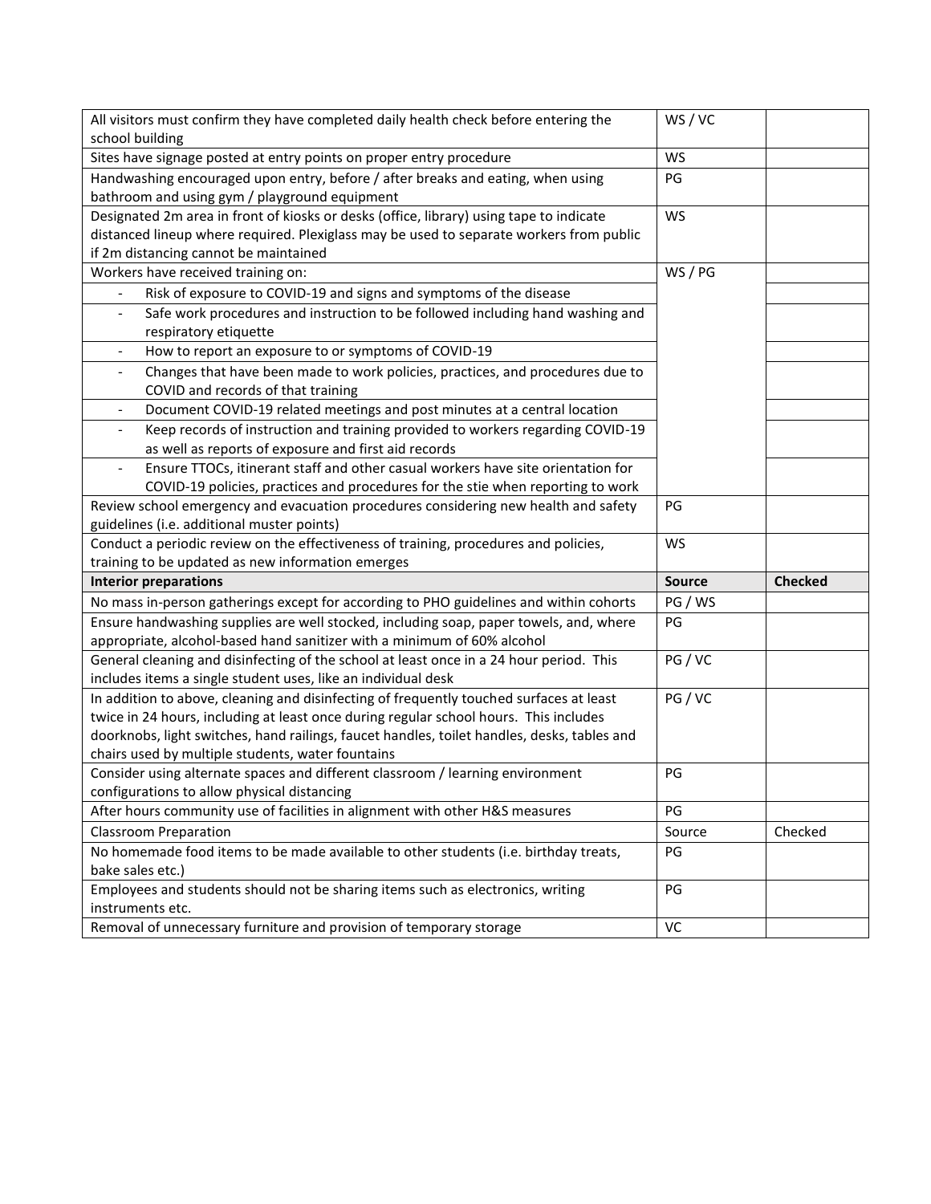| | | |
|---|---|---|
| All visitors must confirm they have completed daily health check before entering the school building | WS / VC | |
| Sites have signage posted at entry points on proper entry procedure | WS | |
| Handwashing encouraged upon entry, before / after breaks and eating, when using bathroom and using gym / playground equipment | PG | |
| Designated 2m area in front of kiosks or desks (office, library) using tape to indicate distanced lineup where required. Plexiglass may be used to separate workers from public if 2m distancing cannot be maintained | WS | |
| Workers have received training on: | WS / PG | |
| - Risk of exposure to COVID-19 and signs and symptoms of the disease | | |
| - Safe work procedures and instruction to be followed including hand washing and respiratory etiquette | | |
| - How to report an exposure to or symptoms of COVID-19 | | |
| - Changes that have been made to work policies, practices, and procedures due to COVID and records of that training | | |
| - Document COVID-19 related meetings and post minutes at a central location | | |
| - Keep records of instruction and training provided to workers regarding COVID-19 as well as reports of exposure and first aid records | | |
| - Ensure TTOCs, itinerant staff and other casual workers have site orientation for COVID-19 policies, practices and procedures for the stie when reporting to work | | |
| Review school emergency and evacuation procedures considering new health and safety guidelines (i.e. additional muster points) | PG | |
| Conduct a periodic review on the effectiveness of training, procedures and policies, training to be updated as new information emerges | WS | |
| **Interior preparations** | **Source** | **Checked** |
| No mass in-person gatherings except for according to PHO guidelines and within cohorts | PG / WS | |
| Ensure handwashing supplies are well stocked, including soap, paper towels, and, where appropriate, alcohol-based hand sanitizer with a minimum of 60% alcohol | PG | |
| General cleaning and disinfecting of the school at least once in a 24 hour period. This includes items a single student uses, like an individual desk | PG / VC | |
| In addition to above, cleaning and disinfecting of frequently touched surfaces at least twice in 24 hours, including at least once during regular school hours. This includes doorknobs, light switches, hand railings, faucet handles, toilet handles, desks, tables and chairs used by multiple students, water fountains | PG / VC | |
| Consider using alternate spaces and different classroom / learning environment configurations to allow physical distancing | PG | |
| After hours community use of facilities in alignment with other H&S measures | PG | |
| Classroom Preparation | Source | Checked |
| No homemade food items to be made available to other students (i.e. birthday treats, bake sales etc.) | PG | |
| Employees and students should not be sharing items such as electronics, writing instruments etc. | PG | |
| Removal of unnecessary furniture and provision of temporary storage | VC | |